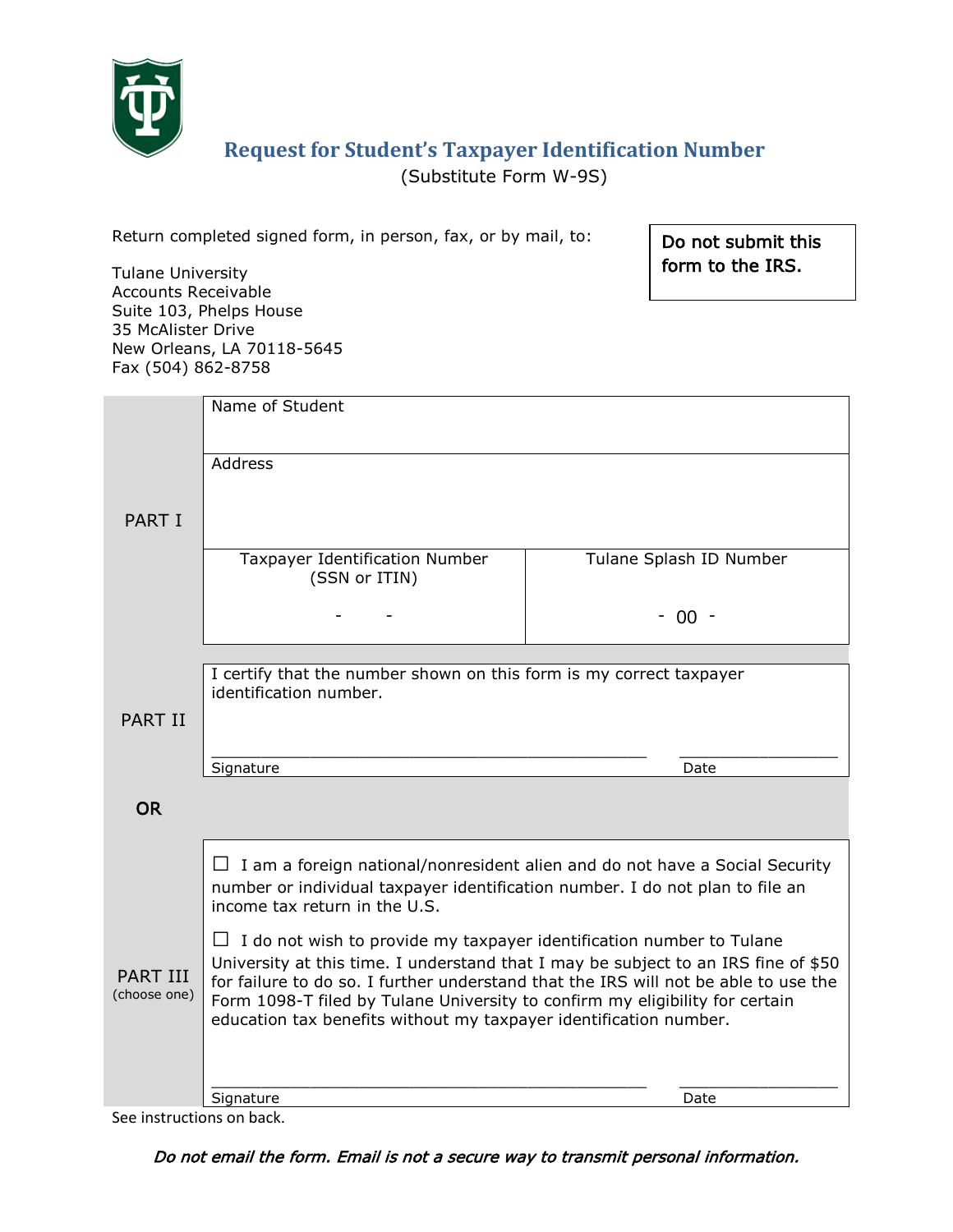# Request for Student's Taxpayer Identification Number

(Substitute Form W-9S)

Return completed signed form, in person, fax, or by mail, to:

Tulane University
Accounts Receivable
Suite 103, Phelps House
35 McAlister Drive
New Orleans, LA 70118-5645
Fax (504) 862-8758

**Do not submit this form to the IRS.**

| | | |
|---|---|---|
| PART I | Name of Student | |
| | Address | |
| | Taxpayer Identification Number (SSN or ITIN)<br>- - | Tulane Splash ID Number<br>- 00 - |
| PART II | I certify that the number shown on this form is my correct taxpayer identification number.<br><br>\_\_\_\_\_\_\_\_\_\_\_\_\_\_\_\_\_\_\_\_\_\_\_\_ Signature | \_\_\_\_\_\_\_\_\_\_ Date |

**OR**

**PART III** (choose one)

☐ I am a foreign national/nonresident alien and do not have a Social Security number or individual taxpayer identification number. I do not plan to file an income tax return in the U.S.

☐ I do not wish to provide my taxpayer identification number to Tulane University at this time. I understand that I may be subject to an IRS fine of $50 for failure to do so. I further understand that the IRS will not be able to use the Form 1098-T filed by Tulane University to confirm my eligibility for certain education tax benefits without my taxpayer identification number.

\_\_\_\_\_\_\_\_\_\_\_\_\_\_\_\_\_\_\_\_\_\_\_\_ Signature &nbsp;&nbsp;&nbsp; \_\_\_\_\_\_\_\_\_\_ Date

See instructions on back.

*Do not email the form. Email is not a secure way to transmit personal information.*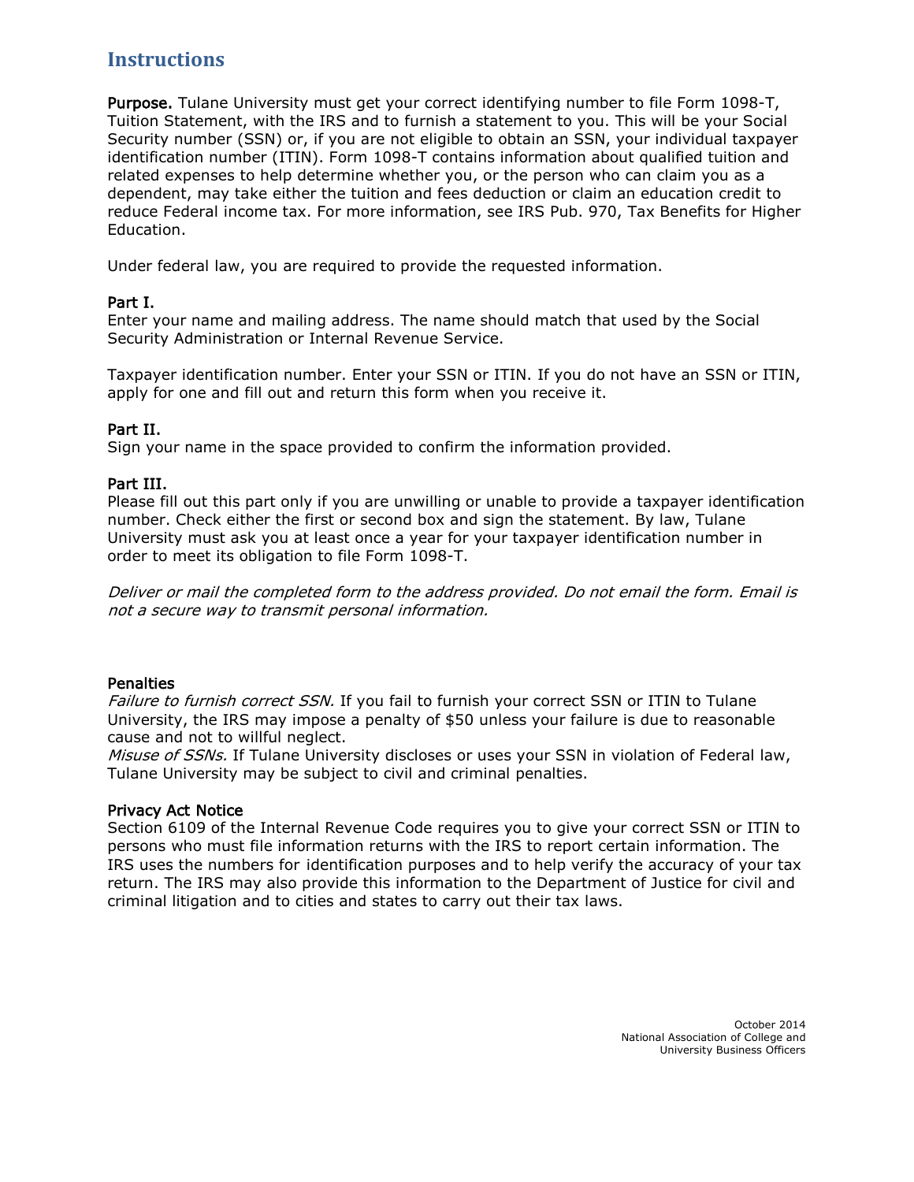## Instructions

**Purpose.** Tulane University must get your correct identifying number to file Form 1098-T, Tuition Statement, with the IRS and to furnish a statement to you. This will be your Social Security number (SSN) or, if you are not eligible to obtain an SSN, your individual taxpayer identification number (ITIN). Form 1098-T contains information about qualified tuition and related expenses to help determine whether you, or the person who can claim you as a dependent, may take either the tuition and fees deduction or claim an education credit to reduce Federal income tax. For more information, see IRS Pub. 970, Tax Benefits for Higher Education.

Under federal law, you are required to provide the requested information.

**Part I.**
Enter your name and mailing address. The name should match that used by the Social Security Administration or Internal Revenue Service.

Taxpayer identification number. Enter your SSN or ITIN. If you do not have an SSN or ITIN, apply for one and fill out and return this form when you receive it.

**Part II.**
Sign your name in the space provided to confirm the information provided.

**Part III.**
Please fill out this part only if you are unwilling or unable to provide a taxpayer identification number. Check either the first or second box and sign the statement. By law, Tulane University must ask you at least once a year for your taxpayer identification number in order to meet its obligation to file Form 1098-T.

*Deliver or mail the completed form to the address provided. Do not email the form. Email is not a secure way to transmit personal information.*

**Penalties**
*Failure to furnish correct SSN.* If you fail to furnish your correct SSN or ITIN to Tulane University, the IRS may impose a penalty of $50 unless your failure is due to reasonable cause and not to willful neglect.
*Misuse of SSNs.* If Tulane University discloses or uses your SSN in violation of Federal law, Tulane University may be subject to civil and criminal penalties.

**Privacy Act Notice**
Section 6109 of the Internal Revenue Code requires you to give your correct SSN or ITIN to persons who must file information returns with the IRS to report certain information. The IRS uses the numbers for identification purposes and to help verify the accuracy of your tax return. The IRS may also provide this information to the Department of Justice for civil and criminal litigation and to cities and states to carry out their tax laws.

October 2014
National Association of College and University Business Officers